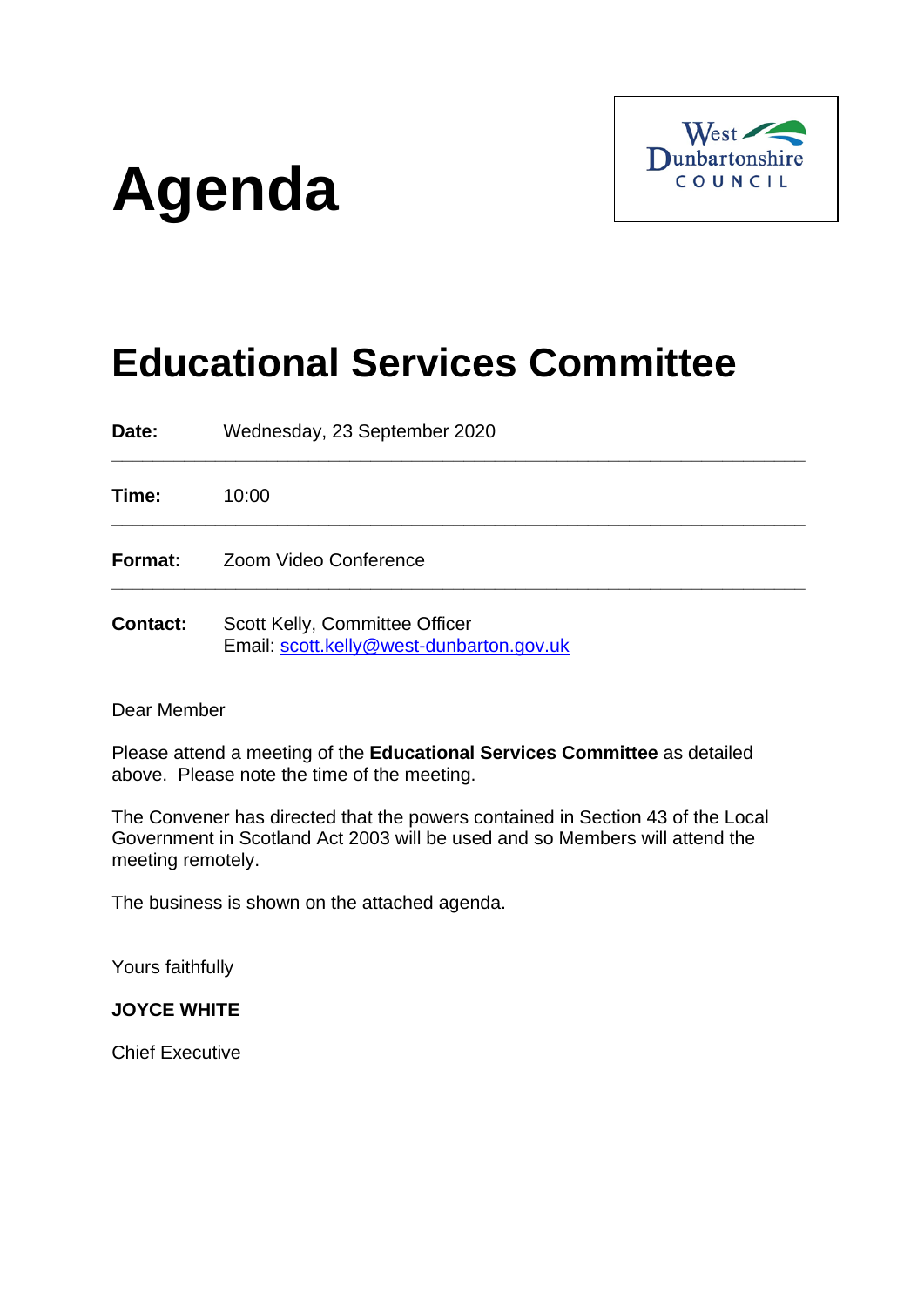# Agenda

West Dunbartonshire COUNCIL

## Educational Services Committee

**Date:** Wednesday, 23 September 2020

---

**Time:** 10:00

---

**Format:** Zoom Video Conference

---

**Contact:** Scott Kelly, Committee Officer
Email: scott.kelly@west-dunbarton.gov.uk

Dear Member

Please attend a meeting of the **Educational Services Committee** as detailed above. Please note the time of the meeting.

The Convener has directed that the powers contained in Section 43 of the Local Government in Scotland Act 2003 will be used and so Members will attend the meeting remotely.

The business is shown on the attached agenda.

Yours faithfully

**JOYCE WHITE**

Chief Executive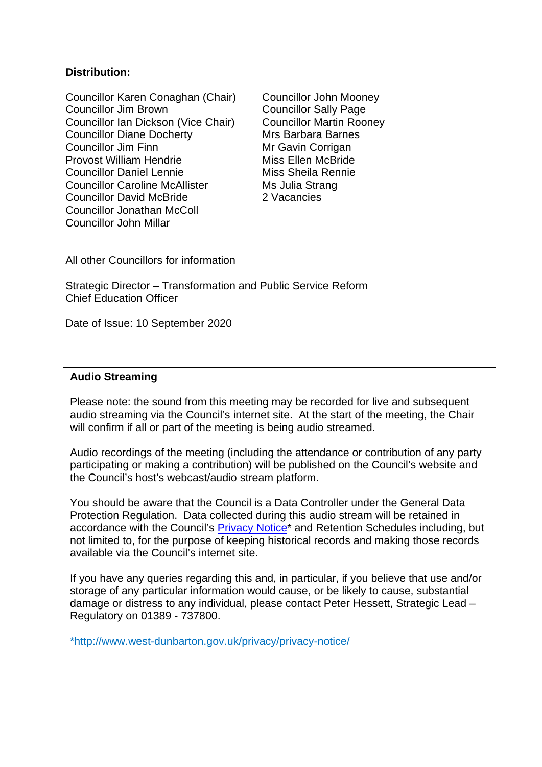**Distribution:**

Councillor Karen Conaghan (Chair)
Councillor Jim Brown
Councillor Ian Dickson (Vice Chair)
Councillor Diane Docherty
Councillor Jim Finn
Provost William Hendrie
Councillor Daniel Lennie
Councillor Caroline McAllister
Councillor David McBride
Councillor Jonathan McColl
Councillor John Millar
Councillor John Mooney
Councillor Sally Page
Councillor Martin Rooney
Mrs Barbara Barnes
Mr Gavin Corrigan
Miss Ellen McBride
Miss Sheila Rennie
Ms Julia Strang
2 Vacancies

All other Councillors for information

Strategic Director – Transformation and Public Service Reform
Chief Education Officer

Date of Issue: 10 September 2020

**Audio Streaming**

Please note: the sound from this meeting may be recorded for live and subsequent audio streaming via the Council's internet site. At the start of the meeting, the Chair will confirm if all or part of the meeting is being audio streamed.

Audio recordings of the meeting (including the attendance or contribution of any party participating or making a contribution) will be published on the Council's website and the Council's host's webcast/audio stream platform.

You should be aware that the Council is a Data Controller under the General Data Protection Regulation. Data collected during this audio stream will be retained in accordance with the Council's Privacy Notice* and Retention Schedules including, but not limited to, for the purpose of keeping historical records and making those records available via the Council's internet site.

If you have any queries regarding this and, in particular, if you believe that use and/or storage of any particular information would cause, or be likely to cause, substantial damage or distress to any individual, please contact Peter Hessett, Strategic Lead – Regulatory on 01389 - 737800.

*http://www.west-dunbarton.gov.uk/privacy/privacy-notice/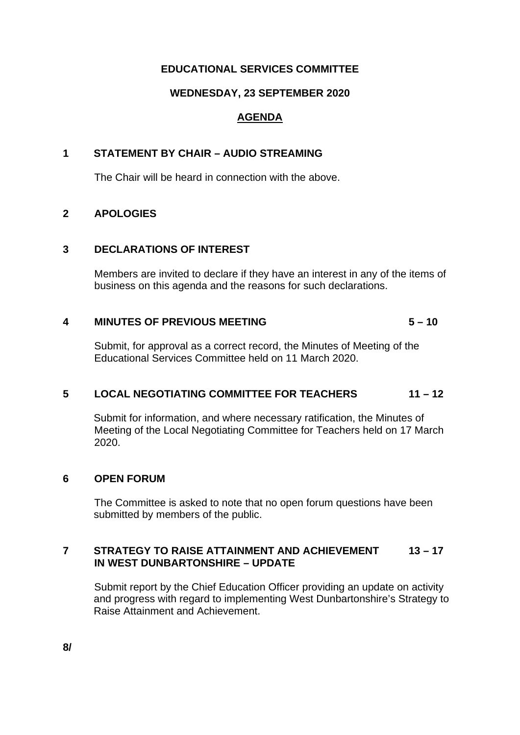**EDUCATIONAL SERVICES COMMITTEE**

**WEDNESDAY, 23 SEPTEMBER 2020**

**AGENDA**

**1 STATEMENT BY CHAIR – AUDIO STREAMING**

The Chair will be heard in connection with the above.

**2 APOLOGIES**

**3 DECLARATIONS OF INTEREST**

Members are invited to declare if they have an interest in any of the items of business on this agenda and the reasons for such declarations.

**4 MINUTES OF PREVIOUS MEETING 5 – 10**

Submit, for approval as a correct record, the Minutes of Meeting of the Educational Services Committee held on 11 March 2020.

**5 LOCAL NEGOTIATING COMMITTEE FOR TEACHERS 11 – 12**

Submit for information, and where necessary ratification, the Minutes of Meeting of the Local Negotiating Committee for Teachers held on 17 March 2020.

**6 OPEN FORUM**

The Committee is asked to note that no open forum questions have been submitted by members of the public.

**7 STRATEGY TO RAISE ATTAINMENT AND ACHIEVEMENT IN WEST DUNBARTONSHIRE – UPDATE 13 – 17**

Submit report by the Chief Education Officer providing an update on activity and progress with regard to implementing West Dunbartonshire's Strategy to Raise Attainment and Achievement.

**8/**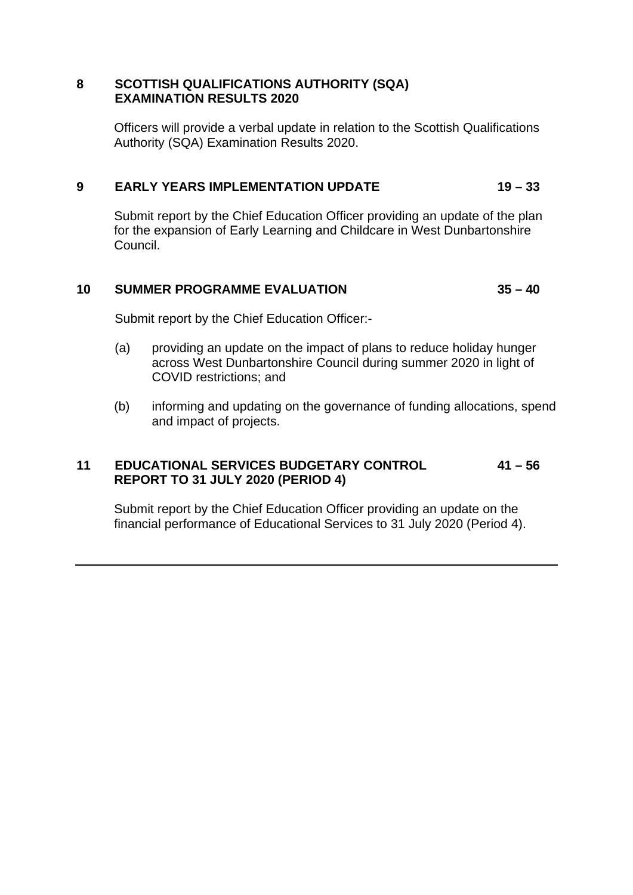**8 SCOTTISH QUALIFICATIONS AUTHORITY (SQA) EXAMINATION RESULTS 2020**

Officers will provide a verbal update in relation to the Scottish Qualifications Authority (SQA) Examination Results 2020.

**9 EARLY YEARS IMPLEMENTATION UPDATE 19 – 33**

Submit report by the Chief Education Officer providing an update of the plan for the expansion of Early Learning and Childcare in West Dunbartonshire Council.

**10 SUMMER PROGRAMME EVALUATION 35 – 40**

Submit report by the Chief Education Officer:-

(a) providing an update on the impact of plans to reduce holiday hunger across West Dunbartonshire Council during summer 2020 in light of COVID restrictions; and

(b) informing and updating on the governance of funding allocations, spend and impact of projects.

**11 EDUCATIONAL SERVICES BUDGETARY CONTROL REPORT TO 31 JULY 2020 (PERIOD 4) 41 – 56**

Submit report by the Chief Education Officer providing an update on the financial performance of Educational Services to 31 July 2020 (Period 4).